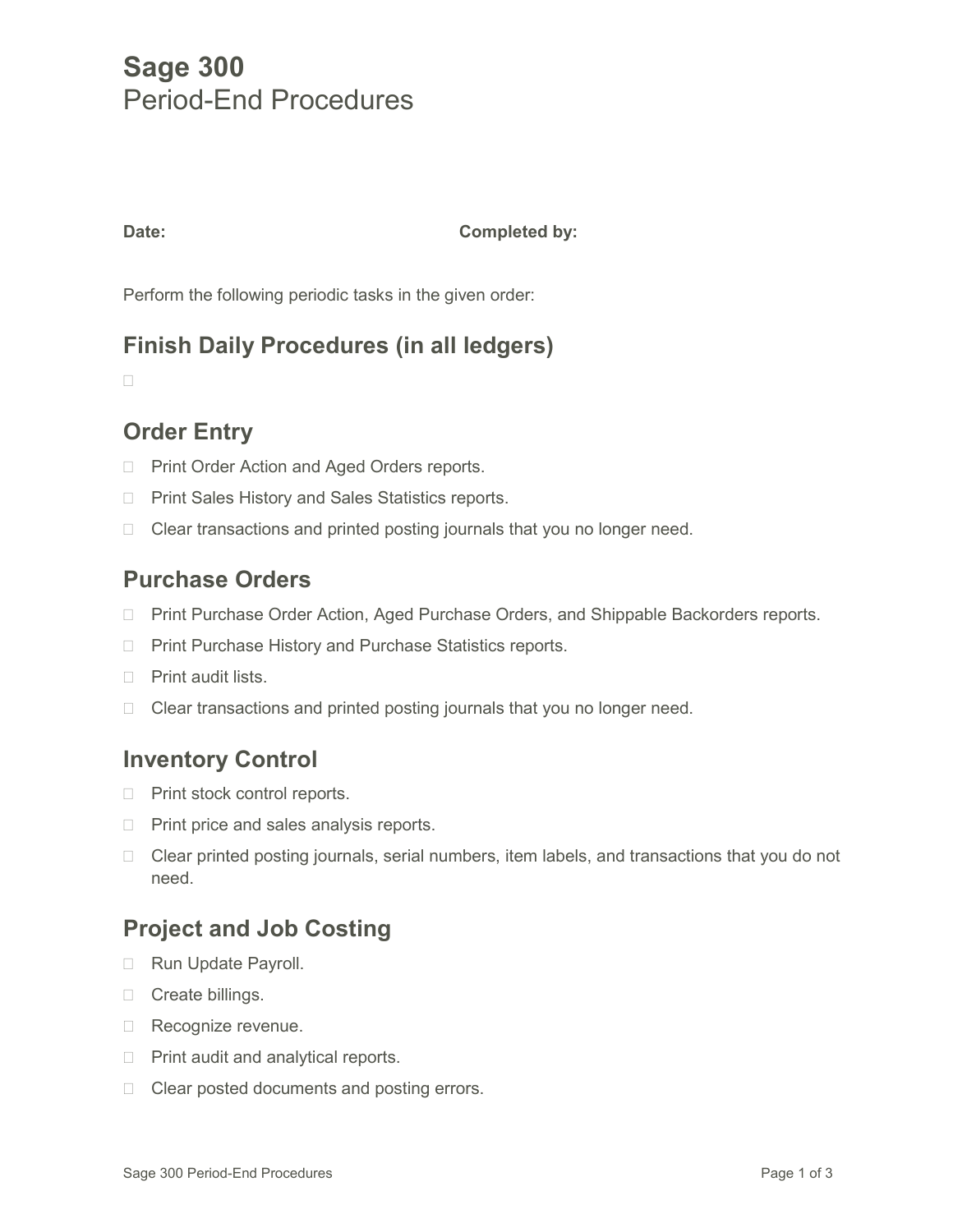# Sage 300

Period-End Procedures

**Date:** **Completed by:**

Perform the following periodic tasks in the given order:

## Finish Daily Procedures (in all ledgers)

- [ ]

## Order Entry

- [ ] Print Order Action and Aged Orders reports.
- [ ] Print Sales History and Sales Statistics reports.
- [ ] Clear transactions and printed posting journals that you no longer need.

## Purchase Orders

- [ ] Print Purchase Order Action, Aged Purchase Orders, and Shippable Backorders reports.
- [ ] Print Purchase History and Purchase Statistics reports.
- [ ] Print audit lists.
- [ ] Clear transactions and printed posting journals that you no longer need.

## Inventory Control

- [ ] Print stock control reports.
- [ ] Print price and sales analysis reports.
- [ ] Clear printed posting journals, serial numbers, item labels, and transactions that you do not need.

## Project and Job Costing

- [ ] Run Update Payroll.
- [ ] Create billings.
- [ ] Recognize revenue.
- [ ] Print audit and analytical reports.
- [ ] Clear posted documents and posting errors.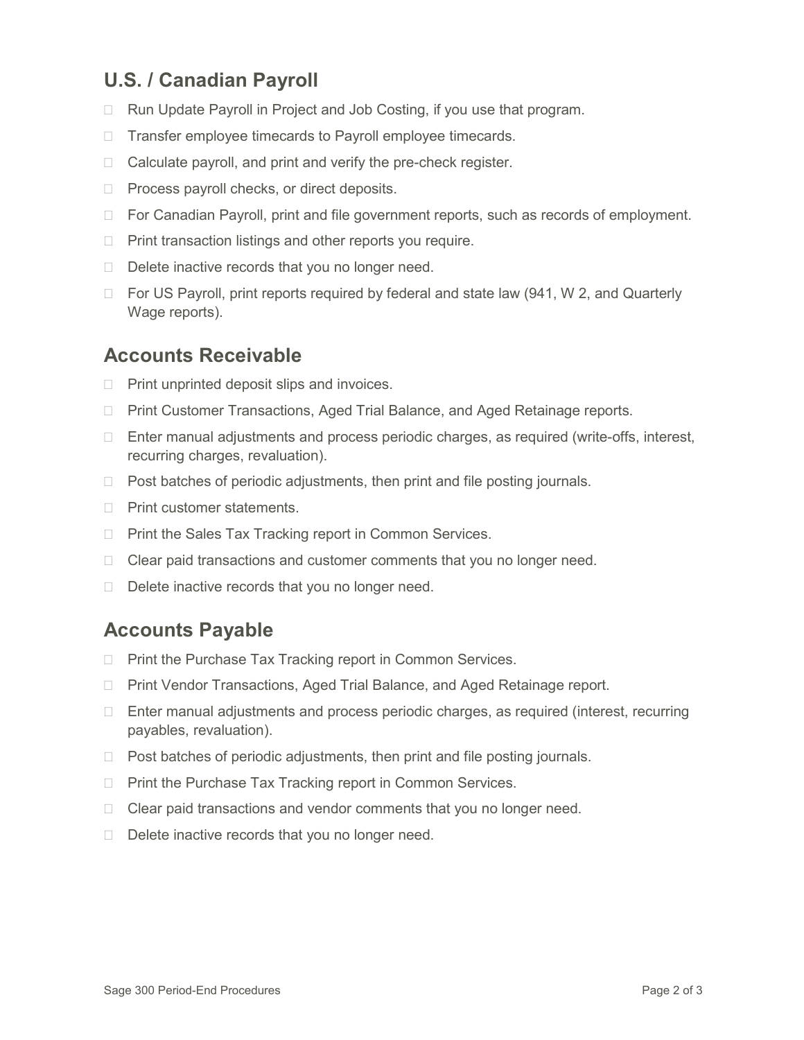## U.S. / Canadian Payroll

- Run Update Payroll in Project and Job Costing, if you use that program.
- Transfer employee timecards to Payroll employee timecards.
- Calculate payroll, and print and verify the pre-check register.
- Process payroll checks, or direct deposits.
- For Canadian Payroll, print and file government reports, such as records of employment.
- Print transaction listings and other reports you require.
- Delete inactive records that you no longer need.
- For US Payroll, print reports required by federal and state law (941, W 2, and Quarterly Wage reports).

## Accounts Receivable

- Print unprinted deposit slips and invoices.
- Print Customer Transactions, Aged Trial Balance, and Aged Retainage reports.
- Enter manual adjustments and process periodic charges, as required (write-offs, interest, recurring charges, revaluation).
- Post batches of periodic adjustments, then print and file posting journals.
- Print customer statements.
- Print the Sales Tax Tracking report in Common Services.
- Clear paid transactions and customer comments that you no longer need.
- Delete inactive records that you no longer need.

## Accounts Payable

- Print the Purchase Tax Tracking report in Common Services.
- Print Vendor Transactions, Aged Trial Balance, and Aged Retainage report.
- Enter manual adjustments and process periodic charges, as required (interest, recurring payables, revaluation).
- Post batches of periodic adjustments, then print and file posting journals.
- Print the Purchase Tax Tracking report in Common Services.
- Clear paid transactions and vendor comments that you no longer need.
- Delete inactive records that you no longer need.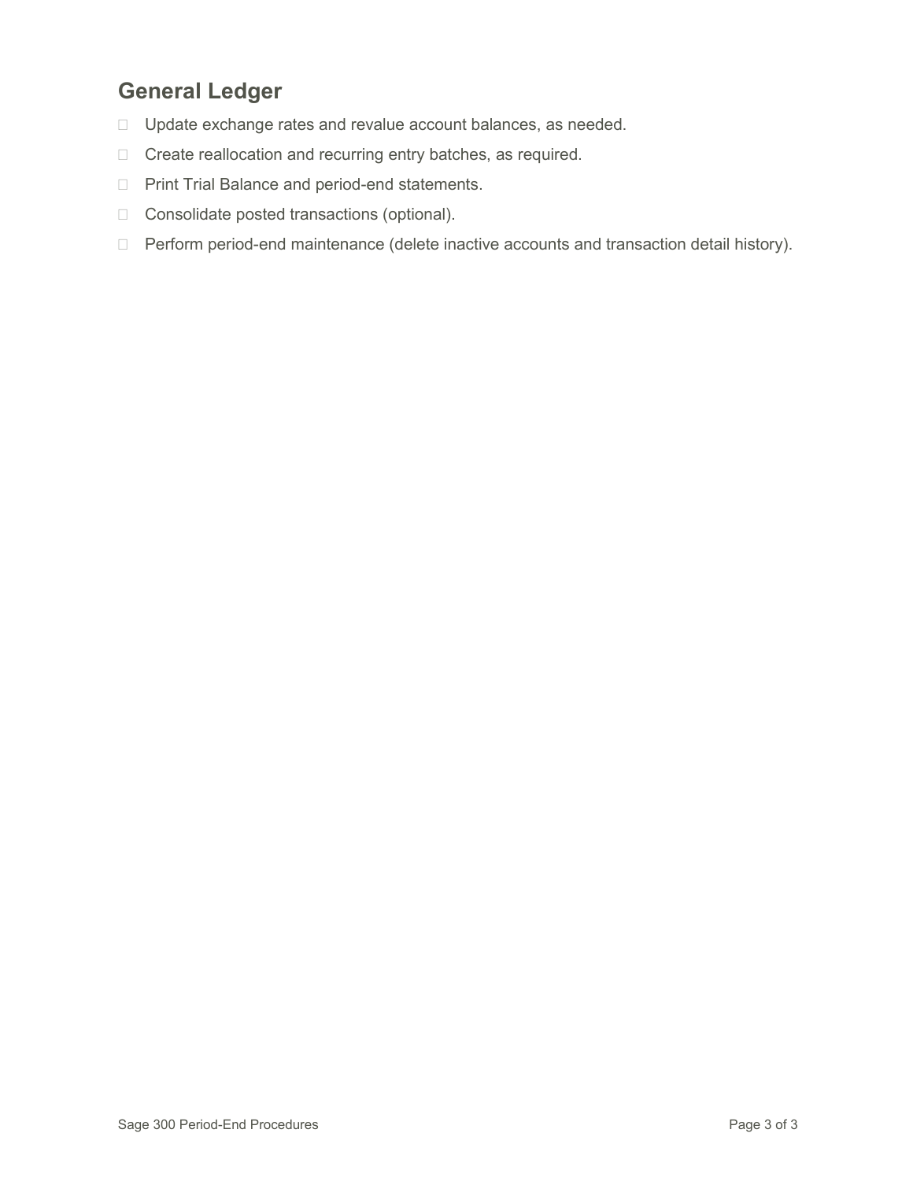## General Ledger

- Update exchange rates and revalue account balances, as needed.
- Create reallocation and recurring entry batches, as required.
- Print Trial Balance and period-end statements.
- Consolidate posted transactions (optional).
- Perform period-end maintenance (delete inactive accounts and transaction detail history).